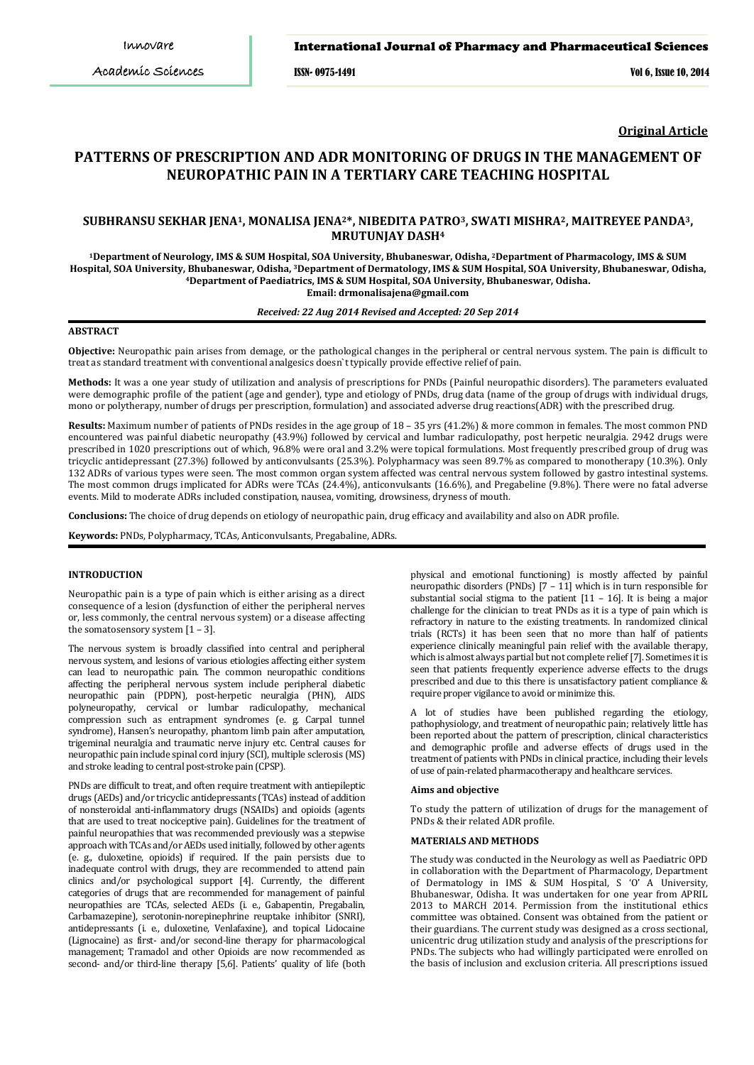**Original Article**

# PATTERNS OF PRESCRIPTION AND ADR MONITORING OF DRUGS IN THE MANAGEMENT OF NEUROPATHIC PAIN IN A TERTIARY CARE TEACHING HOSPITAL

**SUBHRANSU SEKHAR JENA[1], MONALISA JENA[2]*, NIBEDITA PATRO[3], SWATI MISHRA[2], MAITREYEE PANDA[3], MRUTUNJAY DASH[4]**

[1]Department of Neurology, IMS & SUM Hospital, SOA University, Bhubaneswar, Odisha, [2]Department of Pharmacology, IMS & SUM Hospital, SOA University, Bhubaneswar, Odisha, [3]Department of Dermatology, IMS & SUM Hospital, SOA University, Bhubaneswar, Odisha, [4]Department of Paediatrics, IMS & SUM Hospital, SOA University, Bhubaneswar, Odisha.
Email: drmonalisajena@gmail.com

*Received: 22 Aug 2014 Revised and Accepted: 20 Sep 2014*

## ABSTRACT

**Objective:** Neuropathic pain arises from demage, or the pathological changes in the peripheral or central nervous system. The pain is difficult to treat as standard treatment with conventional analgesics doesn`t typically provide effective relief of pain.

**Methods:** It was a one year study of utilization and analysis of prescriptions for PNDs (Painful neuropathic disorders). The parameters evaluated were demographic profile of the patient (age and gender), type and etiology of PNDs, drug data (name of the group of drugs with individual drugs, mono or polytherapy, number of drugs per prescription, formulation) and associated adverse drug reactions(ADR) with the prescribed drug.

**Results:** Maximum number of patients of PNDs resides in the age group of 18 – 35 yrs (41.2%) & more common in females. The most common PND encountered was painful diabetic neuropathy (43.9%) followed by cervical and lumbar radiculopathy, post herpetic neuralgia. 2942 drugs were prescribed in 1020 prescriptions out of which, 96.8% were oral and 3.2% were topical formulations. Most frequently prescribed group of drug was tricyclic antidepressant (27.3%) followed by anticonvulsants (25.3%). Polypharmacy was seen 89.7% as compared to monotherapy (10.3%). Only 132 ADRs of various types were seen. The most common organ system affected was central nervous system followed by gastro intestinal systems. The most common drugs implicated for ADRs were TCAs (24.4%), anticonvulsants (16.6%), and Pregabeline (9.8%). There were no fatal adverse events. Mild to moderate ADRs included constipation, nausea, vomiting, drowsiness, dryness of mouth.

**Conclusions:** The choice of drug depends on etiology of neuropathic pain, drug efficacy and availability and also on ADR profile.

**Keywords:** PNDs, Polypharmacy, TCAs, Anticonvulsants, Pregabaline, ADRs.

## INTRODUCTION

Neuropathic pain is a type of pain which is either arising as a direct consequence of a lesion (dysfunction of either the peripheral nerves or, less commonly, the central nervous system) or a disease affecting the somatosensory system [1 – 3].

The nervous system is broadly classified into central and peripheral nervous system, and lesions of various etiologies affecting either system can lead to neuropathic pain. The common neuropathic conditions affecting the peripheral nervous system include peripheral diabetic neuropathic pain (PDPN), post-herpetic neuralgia (PHN), AIDS polyneuropathy, cervical or lumbar radiculopathy, mechanical compression such as entrapment syndromes (e. g. Carpal tunnel syndrome), Hansen's neuropathy, phantom limb pain after amputation, trigeminal neuralgia and traumatic nerve injury etc. Central causes for neuropathic pain include spinal cord injury (SCI), multiple sclerosis (MS) and stroke leading to central post-stroke pain (CPSP).

PNDs are difficult to treat, and often require treatment with antiepileptic drugs (AEDs) and/or tricyclic antidepressants (TCAs) instead of addition of nonsteroidal anti-inflammatory drugs (NSAIDs) and opioids (agents that are used to treat nociceptive pain). Guidelines for the treatment of painful neuropathies that was recommended previously was a stepwise approach with TCAs and/or AEDs used initially, followed by other agents (e. g., duloxetine, opioids) if required. If the pain persists due to inadequate control with drugs, they are recommended to attend pain clinics and/or psychological support [4]. Currently, the different categories of drugs that are recommended for management of painful neuropathies are TCAs, selected AEDs (i. e., Gabapentin, Pregabalin, Carbamazepine), serotonin-norepinephrine reuptake inhibitor (SNRI), antidepressants (i. e., duloxetine, Venlafaxine), and topical Lidocaine (Lignocaine) as first- and/or second-line therapy for pharmacological management; Tramadol and other Opioids are now recommended as second- and/or third-line therapy [5,6]. Patients' quality of life (both physical and emotional functioning) is mostly affected by painful neuropathic disorders (PNDs) [7 – 11] which is in turn responsible for substantial social stigma to the patient [11 – 16]. It is being a major challenge for the clinician to treat PNDs as it is a type of pain which is refractory in nature to the existing treatments. In randomized clinical trials (RCTs) it has been seen that no more than half of patients experience clinically meaningful pain relief with the available therapy, which is almost always partial but not complete relief [7]. Sometimes it is seen that patients frequently experience adverse effects to the drugs prescribed and due to this there is unsatisfactory patient compliance & require proper vigilance to avoid or minimize this.

A lot of studies have been published regarding the etiology, pathophysiology, and treatment of neuropathic pain; relatively little has been reported about the pattern of prescription, clinical characteristics and demographic profile and adverse effects of drugs used in the treatment of patients with PNDs in clinical practice, including their levels of use of pain-related pharmacotherapy and healthcare services.

### Aims and objective

To study the pattern of utilization of drugs for the management of PNDs & their related ADR profile.

## MATERIALS AND METHODS

The study was conducted in the Neurology as well as Paediatric OPD in collaboration with the Department of Pharmacology, Department of Dermatology in IMS & SUM Hospital, S 'O' A University, Bhubaneswar, Odisha. It was undertaken for one year from APRIL 2013 to MARCH 2014. Permission from the institutional ethics committee was obtained. Consent was obtained from the patient or their guardians. The current study was designed as a cross sectional, unicentric drug utilization study and analysis of the prescriptions for PNDs. The subjects who had willingly participated were enrolled on the basis of inclusion and exclusion criteria. All prescriptions issued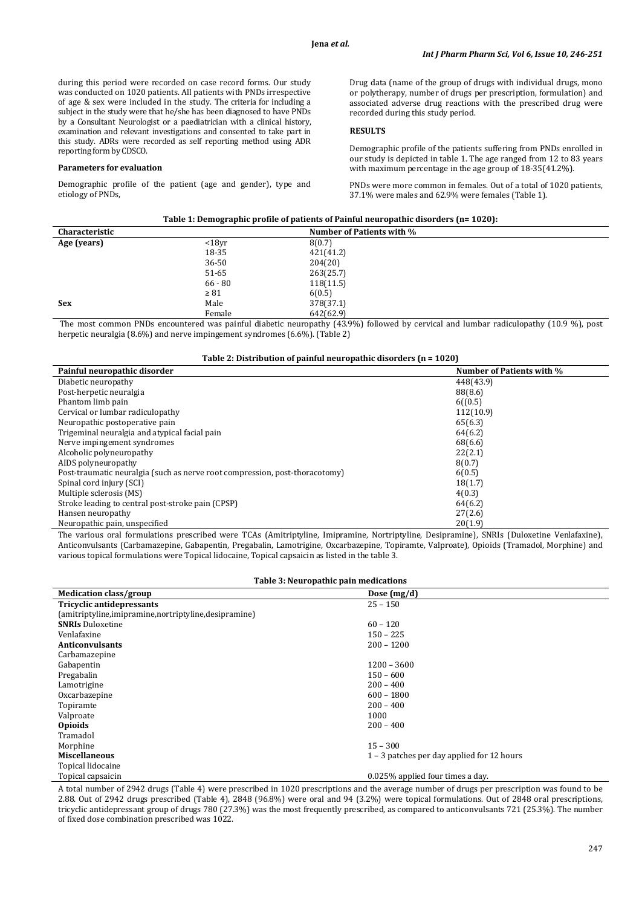during this period were recorded on case record forms. Our study was conducted on 1020 patients. All patients with PNDs irrespective of age & sex were included in the study. The criteria for including a subject in the study were that he/she has been diagnosed to have PNDs by a Consultant Neurologist or a paediatrician with a clinical history, examination and relevant investigations and consented to take part in this study. ADRs were recorded as self reporting method using ADR reporting form by CDSCO.

**Parameters for evaluation**

Demographic profile of the patient (age and gender), type and etiology of PNDs, Drug data (name of the group of drugs with individual drugs, mono or polytherapy, number of drugs per prescription, formulation) and associated adverse drug reactions with the prescribed drug were recorded during this study period.

## RESULTS

Demographic profile of the patients suffering from PNDs enrolled in our study is depicted in table 1. The age ranged from 12 to 83 years with maximum percentage in the age group of 18-35(41.2%).

PNDs were more common in females. Out of a total of 1020 patients, 37.1% were males and 62.9% were females (Table 1).

**Table 1: Demographic profile of patients of Painful neuropathic disorders (n= 1020):**

| Characteristic | | Number of Patients with % |
|---|---|---|
| **Age (years)** | <18yr | 8(0.7) |
| | 18-35 | 421(41.2) |
| | 36-50 | 204(20) |
| | 51-65 | 263(25.7) |
| | 66 - 80 | 118(11.5) |
| | ≥ 81 | 6(0.5) |
| **Sex** | Male | 378(37.1) |
| | Female | 642(62.9) |

The most common PNDs encountered was painful diabetic neuropathy (43.9%) followed by cervical and lumbar radiculopathy (10.9 %), post herpetic neuralgia (8.6%) and nerve impingement syndromes (6.6%). (Table 2)

**Table 2: Distribution of painful neuropathic disorders (n = 1020)**

| Painful neuropathic disorder | Number of Patients with % |
|---|---|
| Diabetic neuropathy | 448(43.9) |
| Post-herpetic neuralgia | 88(8.6) |
| Phantom limb pain | 6((0.5) |
| Cervical or lumbar radiculopathy | 112(10.9) |
| Neuropathic postoperative pain | 65(6.3) |
| Trigeminal neuralgia and atypical facial pain | 64(6.2) |
| Nerve impingement syndromes | 68(6.6) |
| Alcoholic polyneuropathy | 22(2.1) |
| AIDS polyneuropathy | 8(0.7) |
| Post-traumatic neuralgia (such as nerve root compression, post-thoracotomy) | 6(0.5) |
| Spinal cord injury (SCI) | 18(1.7) |
| Multiple sclerosis (MS) | 4(0.3) |
| Stroke leading to central post-stroke pain (CPSP) | 64(6.2) |
| Hansen neuropathy | 27(2.6) |
| Neuropathic pain, unspecified | 20(1.9) |

The various oral formulations prescribed were TCAs (Amitriptyline, Imipramine, Nortriptyline, Desipramine), SNRIs (Duloxetine Venlafaxine), Anticonvulsants (Carbamazepine, Gabapentin, Pregabalin, Lamotrigine, Oxcarbazepine, Topiramte, Valproate), Opioids (Tramadol, Morphine) and various topical formulations were Topical lidocaine, Topical capsaicin as listed in the table 3.

**Table 3: Neuropathic pain medications**

| Medication class/group | Dose (mg/d) |
|---|---|
| **Tricyclic antidepressants** (amitriptyline,imipramine,nortriptyline,desipramine) | 25 – 150 |
| **SNRIs** Duloxetine | 60 – 120 |
| Venlafaxine | 150 – 225 |
| **Anticonvulsants** | 200 – 1200 |
| Carbamazepine | |
| Gabapentin | 1200 – 3600 |
| Pregabalin | 150 – 600 |
| Lamotrigine | 200 – 400 |
| Oxcarbazepine | 600 – 1800 |
| Topiramte | 200 – 400 |
| Valproate | 1000 |
| **Opioids** | 200 – 400 |
| Tramadol | |
| Morphine | 15 – 300 |
| **Miscellaneous** | 1 – 3 patches per day applied for 12 hours |
| Topical lidocaine | |
| Topical capsaicin | 0.025% applied four times a day. |

A total number of 2942 drugs (Table 4) were prescribed in 1020 prescriptions and the average number of drugs per prescription was found to be 2.88. Out of 2942 drugs prescribed (Table 4), 2848 (96.8%) were oral and 94 (3.2%) were topical formulations. Out of 2848 oral prescriptions, tricyclic antidepressant group of drugs 780 (27.3%) was the most frequently prescribed, as compared to anticonvulsants 721 (25.3%). The number of fixed dose combination prescribed was 1022.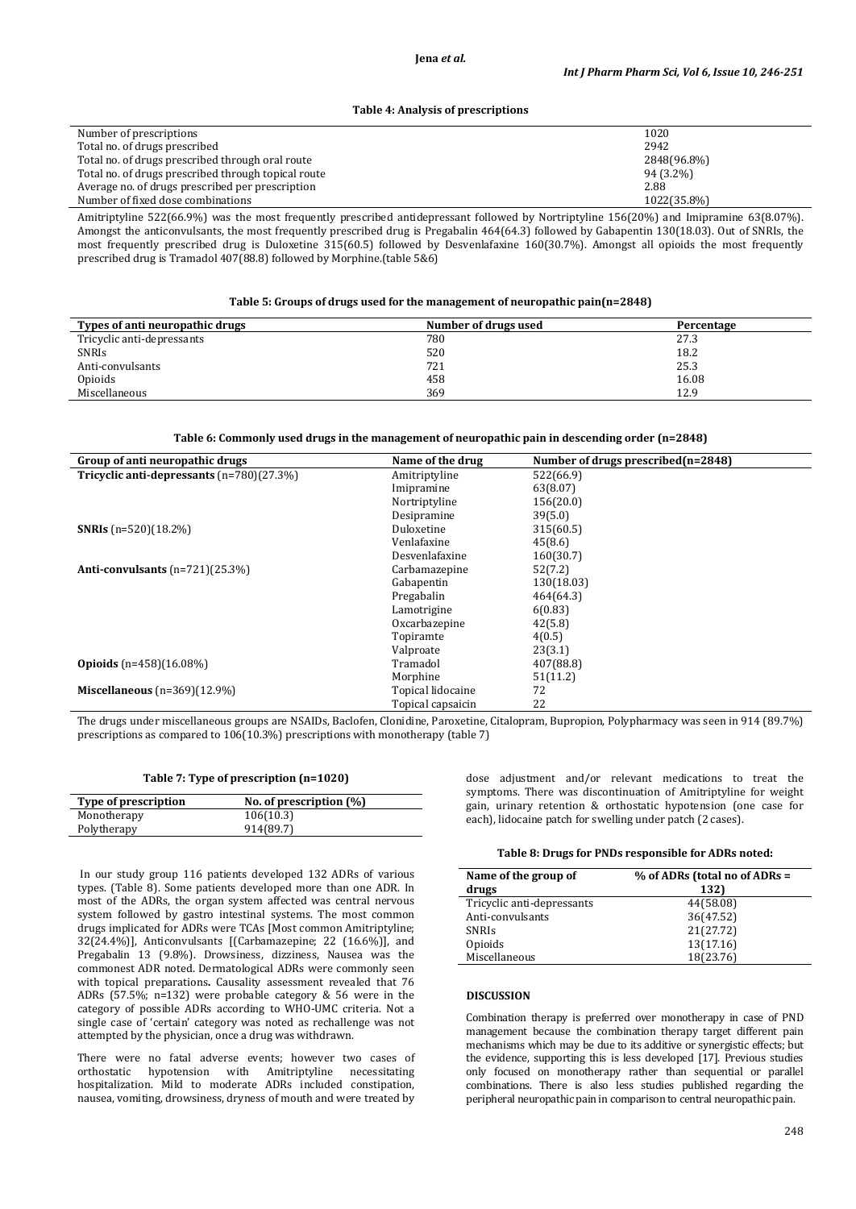**Table 4: Analysis of prescriptions**

| | |
|---|---|
| Number of prescriptions | 1020 |
| Total no. of drugs prescribed | 2942 |
| Total no. of drugs prescribed through oral route | 2848(96.8%) |
| Total no. of drugs prescribed through topical route | 94 (3.2%) |
| Average no. of drugs prescribed per prescription | 2.88 |
| Number of fixed dose combinations | 1022(35.8%) |

Amitriptyline 522(66.9%) was the most frequently prescribed antidepressant followed by Nortriptyline 156(20%) and Imipramine 63(8.07%). Amongst the anticonvulsants, the most frequently prescribed drug is Pregabalin 464(64.3) followed by Gabapentin 130(18.03). Out of SNRIs, the most frequently prescribed drug is Duloxetine 315(60.5) followed by Desvenlafaxine 160(30.7%). Amongst all opioids the most frequently prescribed drug is Tramadol 407(88.8) followed by Morphine.(table 5&6)

**Table 5: Groups of drugs used for the management of neuropathic pain(n=2848)**

| Types of anti neuropathic drugs | Number of drugs used | Percentage |
|---|---|---|
| Tricyclic anti-depressants | 780 | 27.3 |
| SNRIs | 520 | 18.2 |
| Anti-convulsants | 721 | 25.3 |
| Opioids | 458 | 16.08 |
| Miscellaneous | 369 | 12.9 |

**Table 6: Commonly used drugs in the management of neuropathic pain in descending order (n=2848)**

| Group of anti neuropathic drugs | Name of the drug | Number of drugs prescribed(n=2848) |
|---|---|---|
| **Tricyclic anti-depressants** (n=780)(27.3%) | Amitriptyline | 522(66.9) |
| | Imipramine | 63(8.07) |
| | Nortriptyline | 156(20.0) |
| | Desipramine | 39(5.0) |
| **SNRIs** (n=520)(18.2%) | Duloxetine | 315(60.5) |
| | Venlafaxine | 45(8.6) |
| | Desvenlafaxine | 160(30.7) |
| **Anti-convulsants** (n=721)(25.3%) | Carbamazepine | 52(7.2) |
| | Gabapentin | 130(18.03) |
| | Pregabalin | 464(64.3) |
| | Lamotrigine | 6(0.83) |
| | Oxcarbazepine | 42(5.8) |
| | Topiramte | 4(0.5) |
| | Valproate | 23(3.1) |
| **Opioids** (n=458)(16.08%) | Tramadol | 407(88.8) |
| | Morphine | 51(11.2) |
| **Miscellaneous** (n=369)(12.9%) | Topical lidocaine | 72 |
| | Topical capsaicin | 22 |

The drugs under miscellaneous groups are NSAIDs, Baclofen, Clonidine, Paroxetine, Citalopram, Bupropion, Polypharmacy was seen in 914 (89.7%) prescriptions as compared to 106(10.3%) prescriptions with monotherapy (table 7)

**Table 7: Type of prescription (n=1020)**

| Type of prescription | No. of prescription (%) |
|---|---|
| Monotherapy | 106(10.3) |
| Polytherapy | 914(89.7) |

In our study group 116 patients developed 132 ADRs of various types. (Table 8). Some patients developed more than one ADR. In most of the ADRs, the organ system affected was central nervous system followed by gastro intestinal systems. The most common drugs implicated for ADRs were TCAs [Most common Amitriptyline; 32(24.4%)], Anticonvulsants [(Carbamazepine; 22 (16.6%)], and Pregabalin 13 (9.8%). Drowsiness, dizziness, Nausea was the commonest ADR noted. Dermatological ADRs were commonly seen with topical preparations**.** Causality assessment revealed that 76 ADRs (57.5%; n=132) were probable category & 56 were in the category of possible ADRs according to WHO-UMC criteria. Not a single case of 'certain' category was noted as rechallenge was not attempted by the physician, once a drug was withdrawn.

There were no fatal adverse events; however two cases of orthostatic hypotension with Amitriptyline necessitating hospitalization. Mild to moderate ADRs included constipation, nausea, vomiting, drowsiness, dryness of mouth and were treated by dose adjustment and/or relevant medications to treat the symptoms. There was discontinuation of Amitriptyline for weight gain, urinary retention & orthostatic hypotension (one case for each), lidocaine patch for swelling under patch (2 cases).

**Table 8: Drugs for PNDs responsible for ADRs noted:**

| Name of the group of drugs | % of ADRs (total no of ADRs = 132) |
|---|---|
| Tricyclic anti-depressants | 44(58.08) |
| Anti-convulsants | 36(47.52) |
| SNRIs | 21(27.72) |
| Opioids | 13(17.16) |
| Miscellaneous | 18(23.76) |

## DISCUSSION

Combination therapy is preferred over monotherapy in case of PND management because the combination therapy target different pain mechanisms which may be due to its additive or synergistic effects; but the evidence, supporting this is less developed [17]. Previous studies only focused on monotherapy rather than sequential or parallel combinations. There is also less studies published regarding the peripheral neuropathic pain in comparison to central neuropathic pain.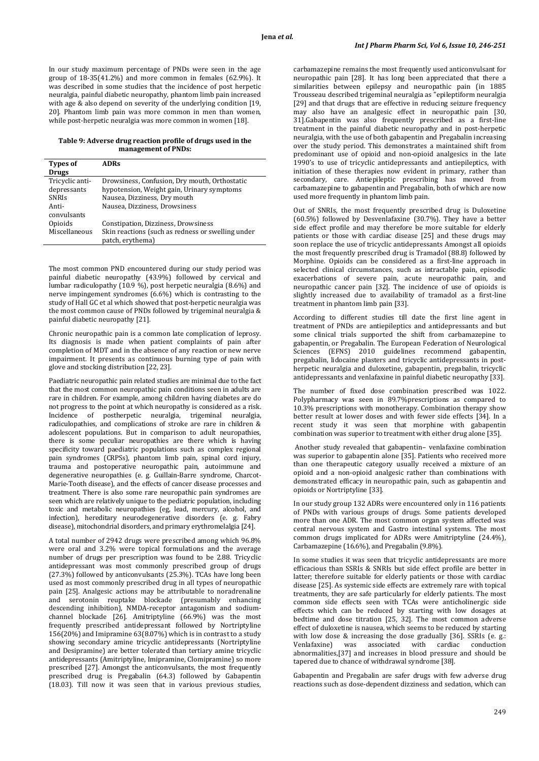In our study maximum percentage of PNDs were seen in the age group of 18-35(41.2%) and more common in females (62.9%). It was described in some studies that the incidence of post herpetic neuralgia, painful diabetic neuropathy, phantom limb pain increased with age & also depend on severity of the underlying condition [19, 20]. Phantom limb pain was more common in men than women, while post-herpetic neuralgia was more common in women [18].

**Table 9: Adverse drug reaction profile of drugs used in the management of PNDs:**

| Types of Drugs | ADRs |
|---|---|
| Tricyclic anti-depressants | Drowsiness, Confusion, Dry mouth, Orthostatic hypotension, Weight gain, Urinary symptoms |
| SNRIs | Nausea, Dizziness, Dry mouth |
| Anti-convulsants | Nausea, Dizziness, Drowsiness |
| Opioids | Constipation, Dizziness, Drowsiness |
| Miscellaneous | Skin reactions (such as redness or swelling under patch, erythema) |

The most common PND encountered during our study period was painful diabetic neuropathy (43.9%) followed by cervical and lumbar radiculopathy (10.9 %), post herpetic neuralgia (8.6%) and nerve impingement syndromes (6.6%) which is contrasting to the study of Hall GC et al which showed that post-herpetic neuralgia was the most common cause of PNDs followed by trigeminal neuralgia & painful diabetic neuropathy [21].

Chronic neuropathic pain is a common late complication of leprosy. Its diagnosis is made when patient complaints of pain after completion of MDT and in the absence of any reaction or new nerve impairment. It presents as continuous burning type of pain with glove and stocking distribution [22, 23].

Paediatric neuropathic pain related studies are minimal due to the fact that the most common neuropathic pain conditions seen in adults are rare in children. For example, among children having diabetes are do not progress to the point at which neuropathy is considered as a risk. Incidence of postherpetic neuralgia, trigeminal neuralgia, radiculopathies, and complications of stroke are rare in children & adolescent populations. But in comparison to adult neuropathies, there is some peculiar neuropathies are there which is having specificity toward paediatric populations such as complex regional pain syndromes (CRPSs), phantom limb pain, spinal cord injury, trauma and postoperative neuropathic pain, autoimmune and degenerative neuropathies (e. g. Guillain-Barre syndrome, Charcot-Marie-Tooth disease), and the effects of cancer disease processes and treatment. There is also some rare neuropathic pain syndromes are seen which are relatively unique to the pediatric population, including toxic and metabolic neuropathies (eg, lead, mercury, alcohol, and infection), hereditary neurodegenerative disorders (e. g. Fabry disease), mitochondrial disorders, and primary erythromelalgia [24].

A total number of 2942 drugs were prescribed among which 96.8% were oral and 3.2% were topical formulations and the average number of drugs per prescription was found to be 2.88. Tricyclic antidepressant was most commonly prescribed group of drugs (27.3%) followed by anticonvulsants (25.3%). TCAs have long been used as most commonly prescribed drug in all types of neuropathic pain [25]. Analgesic actions may be attributable to noradrenaline and serotonin reuptake blockade (presumably enhancing descending inhibition), NMDA-receptor antagonism and sodium-channel blockade [26]. Amitriptyline (66.9%) was the most frequently prescribed antidepressant followed by Nortriptyline 156(20%) and Imipramine 63(8.07%) which is in contrast to a study showing secondary amine tricyclic antidepressants (Nortriptyline and Desipramine) are better tolerated than tertiary amine tricyclic antidepressants (Amitriptyline, Imipramine, Clomipramine) so more prescribed [27]. Amongst the anticonvulsants, the most frequently prescribed drug is Pregabalin (64.3) followed by Gabapentin (18.03). Till now it was seen that in various previous studies, carbamazepine remains the most frequently used anticonvulsant for neuropathic pain [28]. It has long been appreciated that there a similarities between epilepsy and neuropathic pain (in 1885 Trousseau described trigeminal neuralgia as "epileptiform neuralgia [29] and that drugs that are effective in reducing seizure frequency may also have an analgesic effect in neuropathic pain [30, 31].Gabapentin was also frequently prescribed as a first-line treatment in the painful diabetic neuropathy and in post-herpetic neuralgia, with the use of both gabapentin and Pregabalin increasing over the study period. This demonstrates a maintained shift from predominant use of opioid and non-opioid analgesics in the late 1990's to use of tricyclic antidepressants and antiepileptics, with initiation of these therapies now evident in primary, rather than secondary, care. Antiepileptic prescribing has moved from carbamazepine to gabapentin and Pregabalin, both of which are now used more frequently in phantom limb pain.

Out of SNRIs, the most frequently prescribed drug is Duloxetine (60.5%) followed by Desvenlafaxine (30.7%). They have a better side effect profile and may therefore be more suitable for elderly patients or those with cardiac disease [25] and these drugs may soon replace the use of tricyclic antidepressants Amongst all opioids the most frequently prescribed drug is Tramadol (88.8) followed by Morphine. Opioids can be considered as a first-line approach in selected clinical circumstances, such as intractable pain, episodic exacerbations of severe pain, acute neuropathic pain, and neuropathic cancer pain [32]. The incidence of use of opioids is slightly increased due to availability of tramadol as a first-line treatment in phantom limb pain [33].

According to different studies till date the first line agent in treatment of PNDs are antiepileptics and antidepressants and but some clinical trials supported the shift from carbamazepine to gabapentin, or Pregabalin. The European Federation of Neurological Sciences (EFNS) 2010 guidelines recommend gabapentin, pregabalin, lidocaine plasters and tricyclic antidepressants in post-herpetic neuralgia and duloxetine, gabapentin, pregabalin, tricyclic antidepressants and venlafaxine in painful diabetic neuropathy [33].

The number of fixed dose combination prescribed was 1022. Polypharmacy was seen in 89.7%prescriptions as compared to 10.3% prescriptions with monotherapy. Combination therapy show better result at lower doses and with fewer side effects [34]. In a recent study it was seen that morphine with gabapentin combination was superior to treatment with either drug alone [35].

Another study revealed that gabapentin– venlafaxine combination was superior to gabapentin alone [35]. Patients who received more than one therapeutic category usually received a mixture of an opioid and a non-opioid analgesic rather than combinations with demonstrated efficacy in neuropathic pain, such as gabapentin and opioids or Nortriptyline [33].

In our study group 132 ADRs were encountered only in 116 patients of PNDs with various groups of drugs. Some patients developed more than one ADR. The most common organ system affected was central nervous system and Gastro intestinal systems. The most common drugs implicated for ADRs were Amitriptyline (24.4%), Carbamazepine (16.6%), and Pregabalin (9.8%).

In some studies it was seen that tricyclic antidepressants are more efficacious than SSRIs & SNRIs but side effect profile are better in latter; therefore suitable for elderly patients or those with cardiac disease [25]. As systemic side effects are extremely rare with topical treatments, they are safe particularly for elderly patients. The most common side effects seen with TCAs were anticholinergic side effects which can be reduced by starting with low dosages at bedtime and dose titration [25, 32]. The most common adverse effect of duloxetine is nausea, which seems to be reduced by starting with low dose & increasing the dose gradually [36]. SSRIs (e. g.: Venlafaxine) was associated with cardiac conduction abnormalities,[37] and increases in blood pressure and should be tapered due to chance of withdrawal syndrome [38].

Gabapentin and Pregabalin are safer drugs with few adverse drug reactions such as dose-dependent dizziness and sedation, which can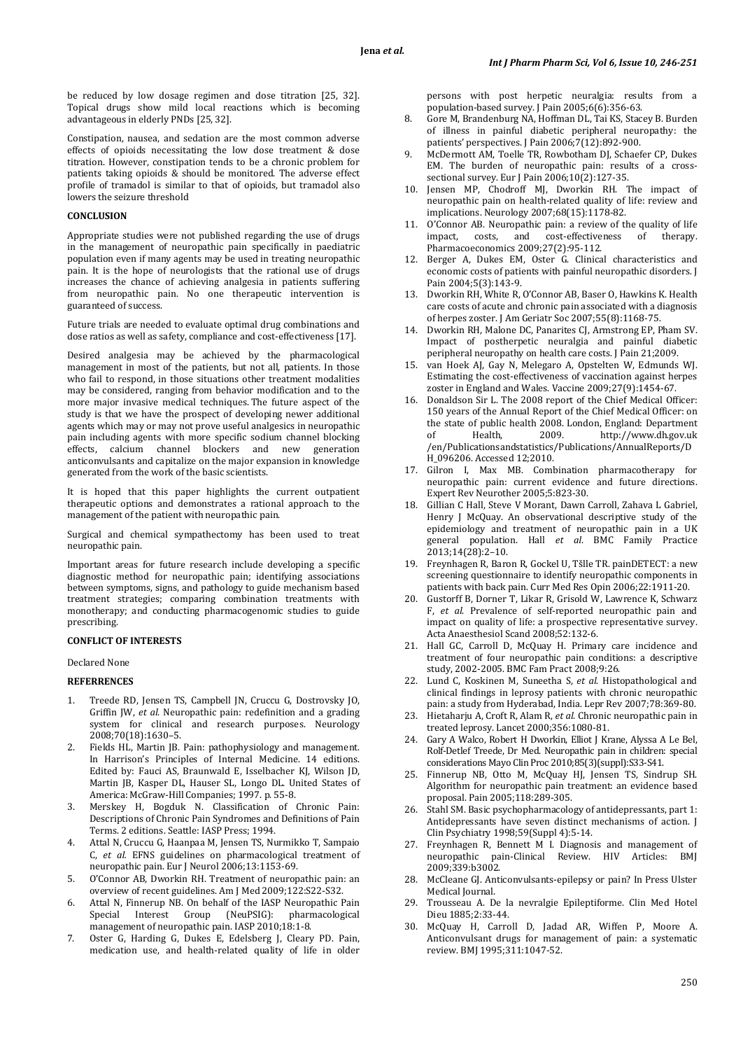be reduced by low dosage regimen and dose titration [25, 32]. Topical drugs show mild local reactions which is becoming advantageous in elderly PNDs [25, 32].

Constipation, nausea, and sedation are the most common adverse effects of opioids necessitating the low dose treatment & dose titration. However, constipation tends to be a chronic problem for patients taking opioids & should be monitored. The adverse effect profile of tramadol is similar to that of opioids, but tramadol also lowers the seizure threshold

## CONCLUSION

Appropriate studies were not published regarding the use of drugs in the management of neuropathic pain specifically in paediatric population even if many agents may be used in treating neuropathic pain. It is the hope of neurologists that the rational use of drugs increases the chance of achieving analgesia in patients suffering from neuropathic pain. No one therapeutic intervention is guaranteed of success.

Future trials are needed to evaluate optimal drug combinations and dose ratios as well as safety, compliance and cost-effectiveness [17].

Desired analgesia may be achieved by the pharmacological management in most of the patients, but not all, patients. In those who fail to respond, in those situations other treatment modalities may be considered, ranging from behavior modification and to the more major invasive medical techniques. The future aspect of the study is that we have the prospect of developing newer additional agents which may or may not prove useful analgesics in neuropathic pain including agents with more specific sodium channel blocking effects, calcium channel blockers and new generation anticonvulsants and capitalize on the major expansion in knowledge generated from the work of the basic scientists.

It is hoped that this paper highlights the current outpatient therapeutic options and demonstrates a rational approach to the management of the patient with neuropathic pain.

Surgical and chemical sympathectomy has been used to treat neuropathic pain.

Important areas for future research include developing a specific diagnostic method for neuropathic pain; identifying associations between symptoms, signs, and pathology to guide mechanism based treatment strategies; comparing combination treatments with monotherapy; and conducting pharmacogenomic studies to guide prescribing.

## CONFLICT OF INTERESTS

Declared None

## REFERRENCES

1. Treede RD, Jensen TS, Campbell JN, Cruccu G, Dostrovsky JO, Griffin JW, *et al*. Neuropathic pain: redefinition and a grading system for clinical and research purposes. Neurology 2008;70(18):1630–5.
2. Fields HL, Martin JB. Pain: pathophysiology and management. In Harrison's Principles of Internal Medicine. 14 editions. Edited by: Fauci AS, Braunwald E, Isselbacher KJ, Wilson JD, Martin JB, Kasper DL, Hauser SL, Longo DL. United States of America: McGraw-Hill Companies; 1997. p. 55-8.
3. Merskey H, Bogduk N. Classification of Chronic Pain: Descriptions of Chronic Pain Syndromes and Definitions of Pain Terms. 2 editions. Seattle: IASP Press; 1994.
4. Attal N, Cruccu G, Haanpaa M, Jensen TS, Nurmikko T, Sampaio C, *et al*. EFNS guidelines on pharmacological treatment of neuropathic pain. Eur J Neurol 2006;13:1153-69.
5. O'Connor AB, Dworkin RH. Treatment of neuropathic pain: an overview of recent guidelines. Am J Med 2009;122:S22-S32.
6. Attal N, Finnerup NB. On behalf of the IASP Neuropathic Pain Special Interest Group (NeuPSIG): pharmacological management of neuropathic pain. IASP 2010;18:1-8.
7. Oster G, Harding G, Dukes E, Edelsberg J, Cleary PD. Pain, medication use, and health-related quality of life in older persons with post herpetic neuralgia: results from a population-based survey. J Pain 2005;6(6):356-63.
8. Gore M, Brandenburg NA, Hoffman DL, Tai KS, Stacey B. Burden of illness in painful diabetic peripheral neuropathy: the patients' perspectives. J Pain 2006;7(12):892-900.
9. McDermott AM, Toelle TR, Rowbotham DJ, Schaefer CP, Dukes EM. The burden of neuropathic pain: results of a cross-sectional survey. Eur J Pain 2006;10(2):127-35.
10. Jensen MP, Chodroff MJ, Dworkin RH. The impact of neuropathic pain on health-related quality of life: review and implications. Neurology 2007;68(15):1178-82.
11. O'Connor AB. Neuropathic pain: a review of the quality of life impact, costs, and cost-effectiveness of therapy. Pharmacoeconomics 2009;27(2):95-112.
12. Berger A, Dukes EM, Oster G. Clinical characteristics and economic costs of patients with painful neuropathic disorders. J Pain 2004;5(3):143-9.
13. Dworkin RH, White R, O'Connor AB, Baser O, Hawkins K. Health care costs of acute and chronic pain associated with a diagnosis of herpes zoster. J Am Geriatr Soc 2007;55(8):1168-75.
14. Dworkin RH, Malone DC, Panarites CJ, Armstrong EP, Pham SV. Impact of postherpetic neuralgia and painful diabetic peripheral neuropathy on health care costs. J Pain 21;2009.
15. van Hoek AJ, Gay N, Melegaro A, Opstelten W, Edmunds WJ. Estimating the cost-effectiveness of vaccination against herpes zoster in England and Wales. Vaccine 2009;27(9):1454-67.
16. Donaldson Sir L. The 2008 report of the Chief Medical Officer: 150 years of the Annual Report of the Chief Medical Officer: on the state of public health 2008. London, England: Department of Health, 2009. http://www.dh.gov.uk /en/Publicationsandstatistics/Publications/AnnualReports/DH_096206. Accessed 12;2010.
17. Gilron I, Max MB. Combination pharmacotherapy for neuropathic pain: current evidence and future directions. Expert Rev Neurother 2005;5:823-30.
18. Gillian C Hall, Steve V Morant, Dawn Carroll, Zahava L Gabriel, Henry J McQuay. An observational descriptive study of the epidemiology and treatment of neuropathic pain in a UK general population. Hall *et al*. BMC Family Practice 2013;14(28):2–10.
19. Freynhagen R, Baron R, Gockel U, Tšlle TR. painDETECT: a new screening questionnaire to identify neuropathic components in patients with back pain. Curr Med Res Opin 2006;22:1911-20.
20. Gustorff B, Dorner T, Likar R, Grisold W, Lawrence K, Schwarz F, *et al*. Prevalence of self-reported neuropathic pain and impact on quality of life: a prospective representative survey. Acta Anaesthesiol Scand 2008;52:132-6.
21. Hall GC, Carroll D, McQuay H. Primary care incidence and treatment of four neuropathic pain conditions: a descriptive study, 2002-2005. BMC Fam Pract 2008;9:26.
22. Lund C, Koskinen M, Suneetha S, *et al*. Histopathological and clinical findings in leprosy patients with chronic neuropathic pain: a study from Hyderabad, India. Lepr Rev 2007;78:369-80.
23. Hietaharju A, Croft R, Alam R, *et al*. Chronic neuropathic pain in treated leprosy. Lancet 2000;356:1080-81.
24. Gary A Walco, Robert H Dworkin, Elliot J Krane, Alyssa A Le Bel, Rolf-Detlef Treede, Dr Med. Neuropathic pain in children: special considerations Mayo Clin Proc 2010;85(3)(suppl):S33-S41.
25. Finnerup NB, Otto M, McQuay HJ, Jensen TS, Sindrup SH. Algorithm for neuropathic pain treatment: an evidence based proposal. Pain 2005;118:289-305.
26. Stahl SM. Basic psychopharmacology of antidepressants, part 1: Antidepressants have seven distinct mechanisms of action. J Clin Psychiatry 1998;59(Suppl 4):5-14.
27. Freynhagen R, Bennett M I. Diagnosis and management of neuropathic pain-Clinical Review. HIV Articles: BMJ 2009;339:b3002.
28. McCleane GJ. Anticonvulsants-epilepsy or pain? In Press Ulster Medical Journal.
29. Trousseau A. De la nevralgie Epileptiforme. Clin Med Hotel Dieu 1885;2:33-44.
30. McQuay H, Carroll D, Jadad AR, Wiffen P, Moore A. Anticonvulsant drugs for management of pain: a systematic review. BMJ 1995;311:1047-52.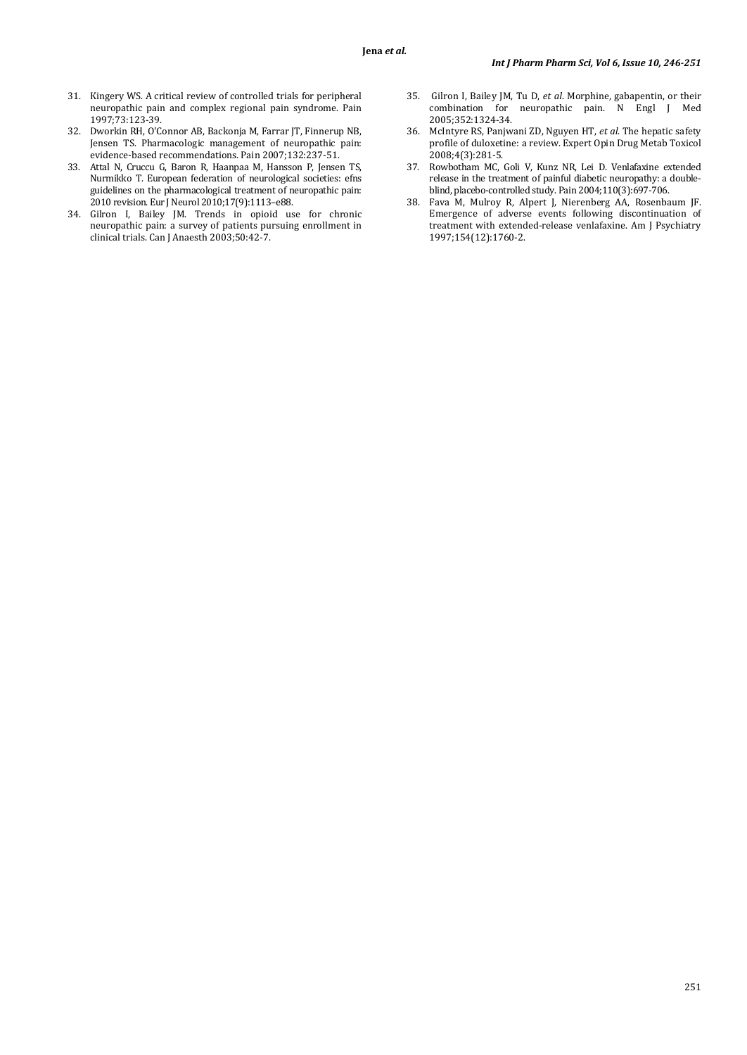31. Kingery WS. A critical review of controlled trials for peripheral neuropathic pain and complex regional pain syndrome. Pain 1997;73:123-39.
32. Dworkin RH, O'Connor AB, Backonja M, Farrar JT, Finnerup NB, Jensen TS. Pharmacologic management of neuropathic pain: evidence-based recommendations. Pain 2007;132:237-51.
33. Attal N, Cruccu G, Baron R, Haanpaa M, Hansson P, Jensen TS, Nurmikko T. European federation of neurological societies: efns guidelines on the pharmacological treatment of neuropathic pain: 2010 revision. Eur J Neurol 2010;17(9):1113–e88.
34. Gilron I, Bailey JM. Trends in opioid use for chronic neuropathic pain: a survey of patients pursuing enrollment in clinical trials. Can J Anaesth 2003;50:42-7.
35. Gilron I, Bailey JM, Tu D, *et al*. Morphine, gabapentin, or their combination for neuropathic pain. N Engl J Med 2005;352:1324-34.
36. McIntyre RS, Panjwani ZD, Nguyen HT, *et al*. The hepatic safety profile of duloxetine: a review. Expert Opin Drug Metab Toxicol 2008;4(3):281-5.
37. Rowbotham MC, Goli V, Kunz NR, Lei D. Venlafaxine extended release in the treatment of painful diabetic neuropathy: a double-blind, placebo-controlled study. Pain 2004;110(3):697-706.
38. Fava M, Mulroy R, Alpert J, Nierenberg AA, Rosenbaum JF. Emergence of adverse events following discontinuation of treatment with extended-release venlafaxine. Am J Psychiatry 1997;154(12):1760-2.